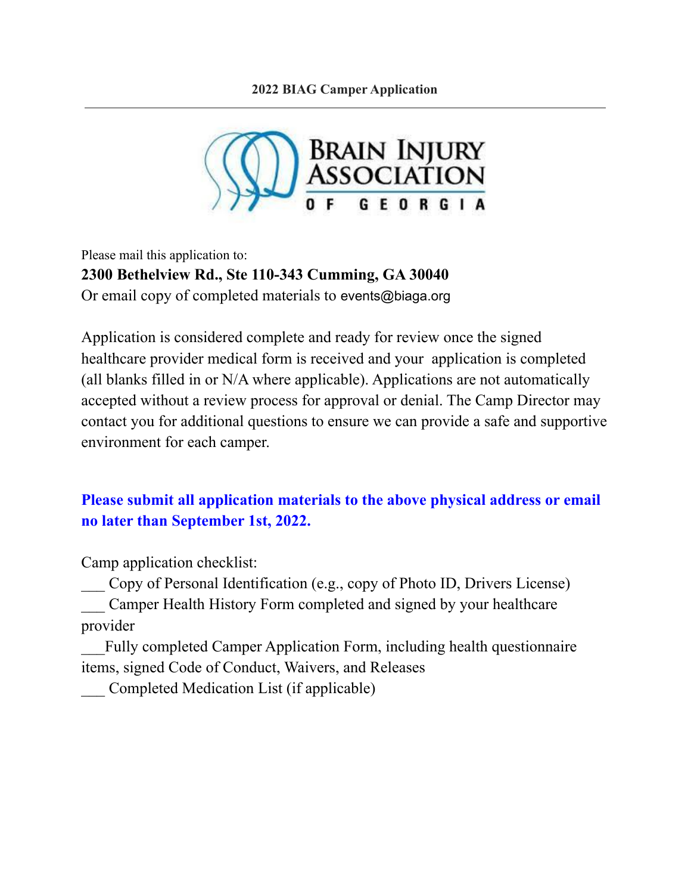# 2022 BIAG Camper Application

BRAIN INJURY ASSOCIATION OF GEORGIA

Please mail this application to:

**2300 Bethelview Rd., Ste 110-343 Cumming, GA 30040**

Or email copy of completed materials to events@biaga.org

Application is considered complete and ready for review once the signed healthcare provider medical form is received and your application is completed (all blanks filled in or N/A where applicable). Applications are not automatically accepted without a review process for approval or denial. The Camp Director may contact you for additional questions to ensure we can provide a safe and supportive environment for each camper.

**Please submit all application materials to the above physical address or email no later than September 1st, 2022.**

Camp application checklist:

___ Copy of Personal Identification (e.g., copy of Photo ID, Drivers License)

___ Camper Health History Form completed and signed by your healthcare provider

___Fully completed Camper Application Form, including health questionnaire items, signed Code of Conduct, Waivers, and Releases

___ Completed Medication List (if applicable)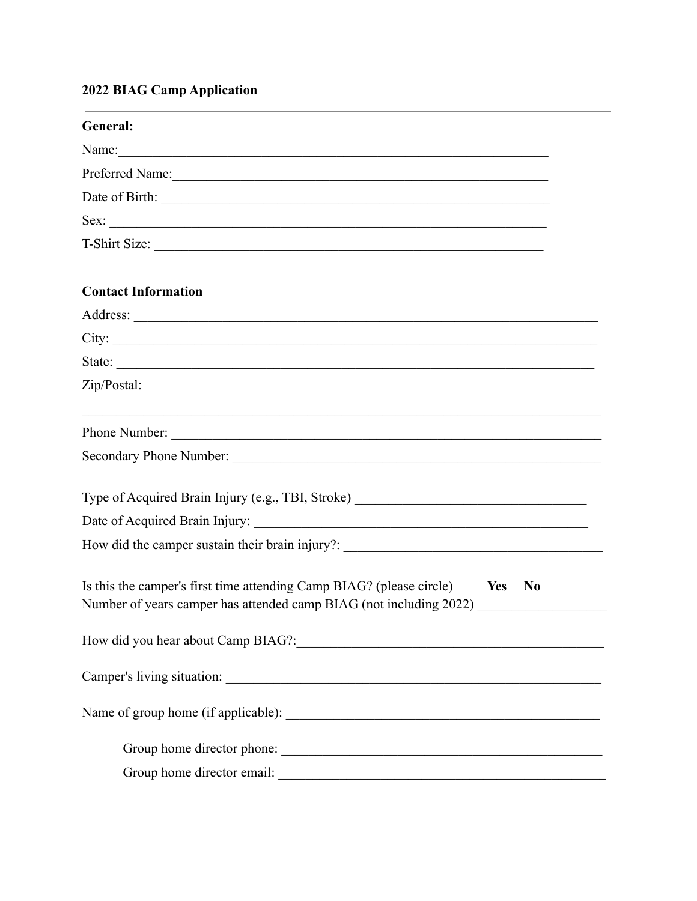## 2022 BIAG Camp Application

---

**General:**

Name:\_\_\_\_\_\_\_\_\_\_\_\_\_\_\_\_\_\_\_\_\_\_\_\_\_\_\_\_\_\_\_\_\_\_\_\_\_\_\_\_\_\_\_\_\_\_\_\_\_\_\_\_\_\_\_\_\_\_\_\_\_\_\_\_

Preferred Name:\_\_\_\_\_\_\_\_\_\_\_\_\_\_\_\_\_\_\_\_\_\_\_\_\_\_\_\_\_\_\_\_\_\_\_\_\_\_\_\_\_\_\_\_\_\_\_\_\_\_\_\_\_\_

Date of Birth: \_\_\_\_\_\_\_\_\_\_\_\_\_\_\_\_\_\_\_\_\_\_\_\_\_\_\_\_\_\_\_\_\_\_\_\_\_\_\_\_\_\_\_\_\_\_\_\_\_\_\_\_\_\_\_\_\_

Sex: \_\_\_\_\_\_\_\_\_\_\_\_\_\_\_\_\_\_\_\_\_\_\_\_\_\_\_\_\_\_\_\_\_\_\_\_\_\_\_\_\_\_\_\_\_\_\_\_\_\_\_\_\_\_\_\_\_\_\_\_\_\_\_\_\_

T-Shirt Size: \_\_\_\_\_\_\_\_\_\_\_\_\_\_\_\_\_\_\_\_\_\_\_\_\_\_\_\_\_\_\_\_\_\_\_\_\_\_\_\_\_\_\_\_\_\_\_\_\_\_\_\_\_\_\_\_\_

**Contact Information**

Address: \_\_\_\_\_\_\_\_\_\_\_\_\_\_\_\_\_\_\_\_\_\_\_\_\_\_\_\_\_\_\_\_\_\_\_\_\_\_\_\_\_\_\_\_\_\_\_\_\_\_\_\_\_\_\_\_\_\_\_\_\_\_\_\_\_\_\_\_

City: \_\_\_\_\_\_\_\_\_\_\_\_\_\_\_\_\_\_\_\_\_\_\_\_\_\_\_\_\_\_\_\_\_\_\_\_\_\_\_\_\_\_\_\_\_\_\_\_\_\_\_\_\_\_\_\_\_\_\_\_\_\_\_\_\_\_\_\_\_\_\_

State: \_\_\_\_\_\_\_\_\_\_\_\_\_\_\_\_\_\_\_\_\_\_\_\_\_\_\_\_\_\_\_\_\_\_\_\_\_\_\_\_\_\_\_\_\_\_\_\_\_\_\_\_\_\_\_\_\_\_\_\_\_\_\_\_\_\_\_\_\_\_

Zip/Postal:

\_\_\_\_\_\_\_\_\_\_\_\_\_\_\_\_\_\_\_\_\_\_\_\_\_\_\_\_\_\_\_\_\_\_\_\_\_\_\_\_\_\_\_\_\_\_\_\_\_\_\_\_\_\_\_\_\_\_\_\_\_\_\_\_\_\_\_\_\_\_\_\_\_\_\_\_\_\_

Phone Number: \_\_\_\_\_\_\_\_\_\_\_\_\_\_\_\_\_\_\_\_\_\_\_\_\_\_\_\_\_\_\_\_\_\_\_\_\_\_\_\_\_\_\_\_\_\_\_\_\_\_\_\_\_\_\_\_\_\_\_\_\_\_\_

Secondary Phone Number: \_\_\_\_\_\_\_\_\_\_\_\_\_\_\_\_\_\_\_\_\_\_\_\_\_\_\_\_\_\_\_\_\_\_\_\_\_\_\_\_\_\_\_\_\_\_\_\_\_\_\_\_\_\_

Type of Acquired Brain Injury (e.g., TBI, Stroke) \_\_\_\_\_\_\_\_\_\_\_\_\_\_\_\_\_\_\_\_\_\_\_\_\_\_\_\_\_\_\_\_\_\_\_

Date of Acquired Brain Injury: \_\_\_\_\_\_\_\_\_\_\_\_\_\_\_\_\_\_\_\_\_\_\_\_\_\_\_\_\_\_\_\_\_\_\_\_\_\_\_\_\_\_\_\_\_\_\_\_\_\_\_\_

How did the camper sustain their brain injury?: \_\_\_\_\_\_\_\_\_\_\_\_\_\_\_\_\_\_\_\_\_\_\_\_\_\_\_\_\_\_\_\_\_\_\_\_\_\_\_

Is this the camper's first time attending Camp BIAG? (please circle) **Yes** **No**
Number of years camper has attended camp BIAG (not including 2022) \_\_\_\_\_\_\_\_\_\_\_\_\_\_\_\_\_\_\_

How did you hear about Camp BIAG?:\_\_\_\_\_\_\_\_\_\_\_\_\_\_\_\_\_\_\_\_\_\_\_\_\_\_\_\_\_\_\_\_\_\_\_\_\_\_\_\_\_\_\_\_\_\_\_\_

Camper's living situation: \_\_\_\_\_\_\_\_\_\_\_\_\_\_\_\_\_\_\_\_\_\_\_\_\_\_\_\_\_\_\_\_\_\_\_\_\_\_\_\_\_\_\_\_\_\_\_\_\_\_\_\_\_\_\_\_\_\_

Name of group home (if applicable): \_\_\_\_\_\_\_\_\_\_\_\_\_\_\_\_\_\_\_\_\_\_\_\_\_\_\_\_\_\_\_\_\_\_\_\_\_\_\_\_\_\_\_\_\_\_\_\_

Group home director phone: \_\_\_\_\_\_\_\_\_\_\_\_\_\_\_\_\_\_\_\_\_\_\_\_\_\_\_\_\_\_\_\_\_\_\_\_\_\_\_\_\_\_\_\_\_\_\_\_\_\_

Group home director email: \_\_\_\_\_\_\_\_\_\_\_\_\_\_\_\_\_\_\_\_\_\_\_\_\_\_\_\_\_\_\_\_\_\_\_\_\_\_\_\_\_\_\_\_\_\_\_\_\_\_\_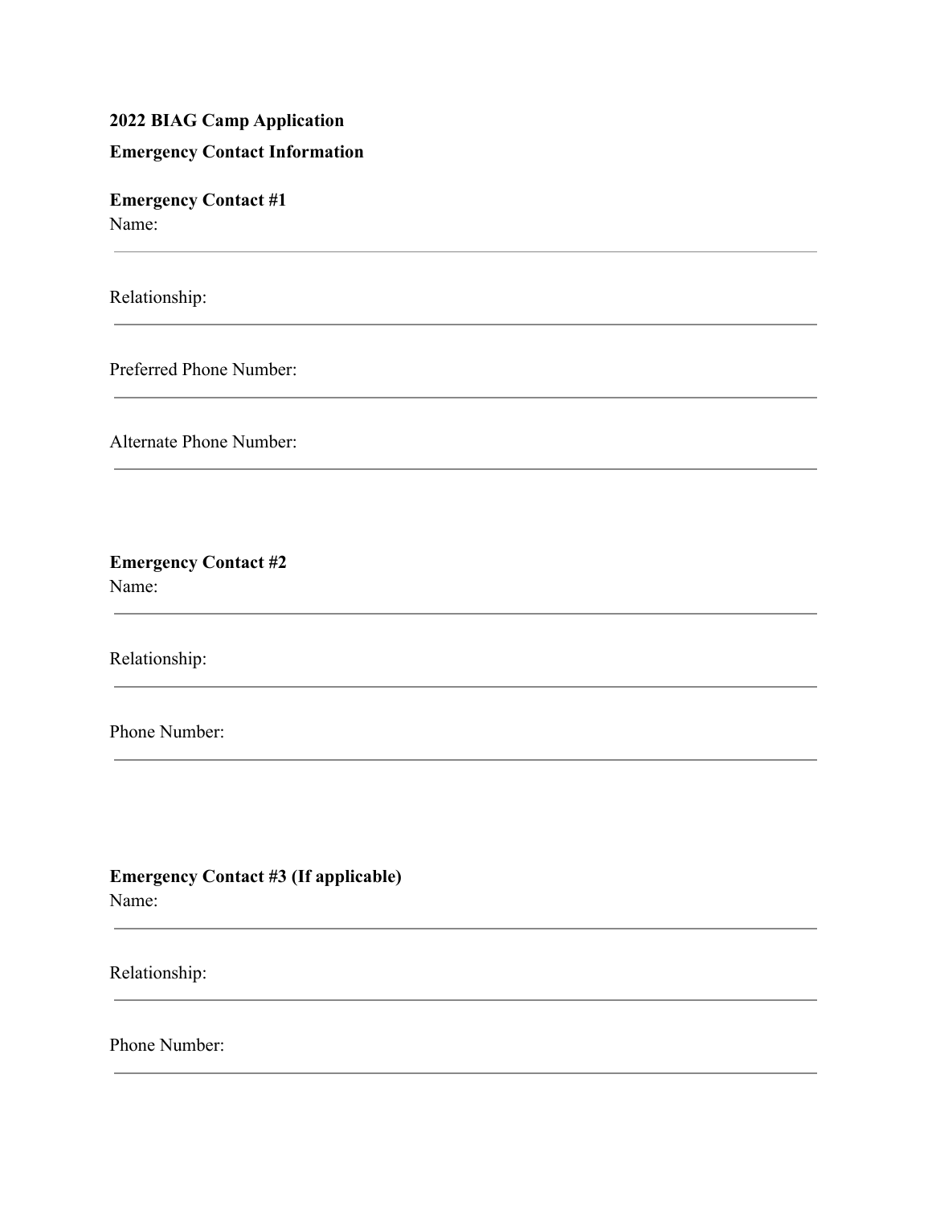**2022 BIAG Camp Application**

**Emergency Contact Information**

**Emergency Contact #1**

Name:

---

Relationship:

---

Preferred Phone Number:

---

Alternate Phone Number:

---

**Emergency Contact #2**

Name:

---

Relationship:

---

Phone Number:

---

**Emergency Contact #3 (If applicable)**

Name:

---

Relationship:

---

Phone Number:

---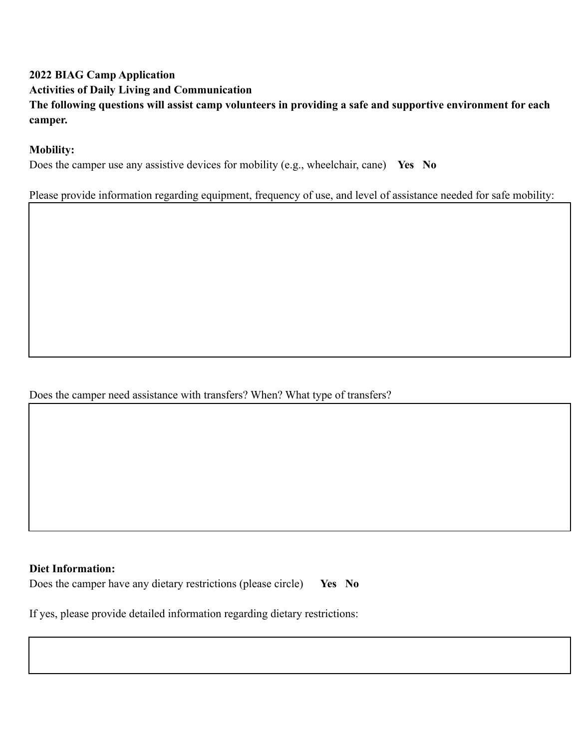**2022 BIAG Camp Application**
**Activities of Daily Living and Communication**
**The following questions will assist camp volunteers in providing a safe and supportive environment for each camper.**

**Mobility:**
Does the camper use any assistive devices for mobility (e.g., wheelchair, cane) **Yes No**

Please provide information regarding equipment, frequency of use, and level of assistance needed for safe mobility:

Does the camper need assistance with transfers? When? What type of transfers?

**Diet Information:**
Does the camper have any dietary restrictions (please circle) **Yes No**

If yes, please provide detailed information regarding dietary restrictions: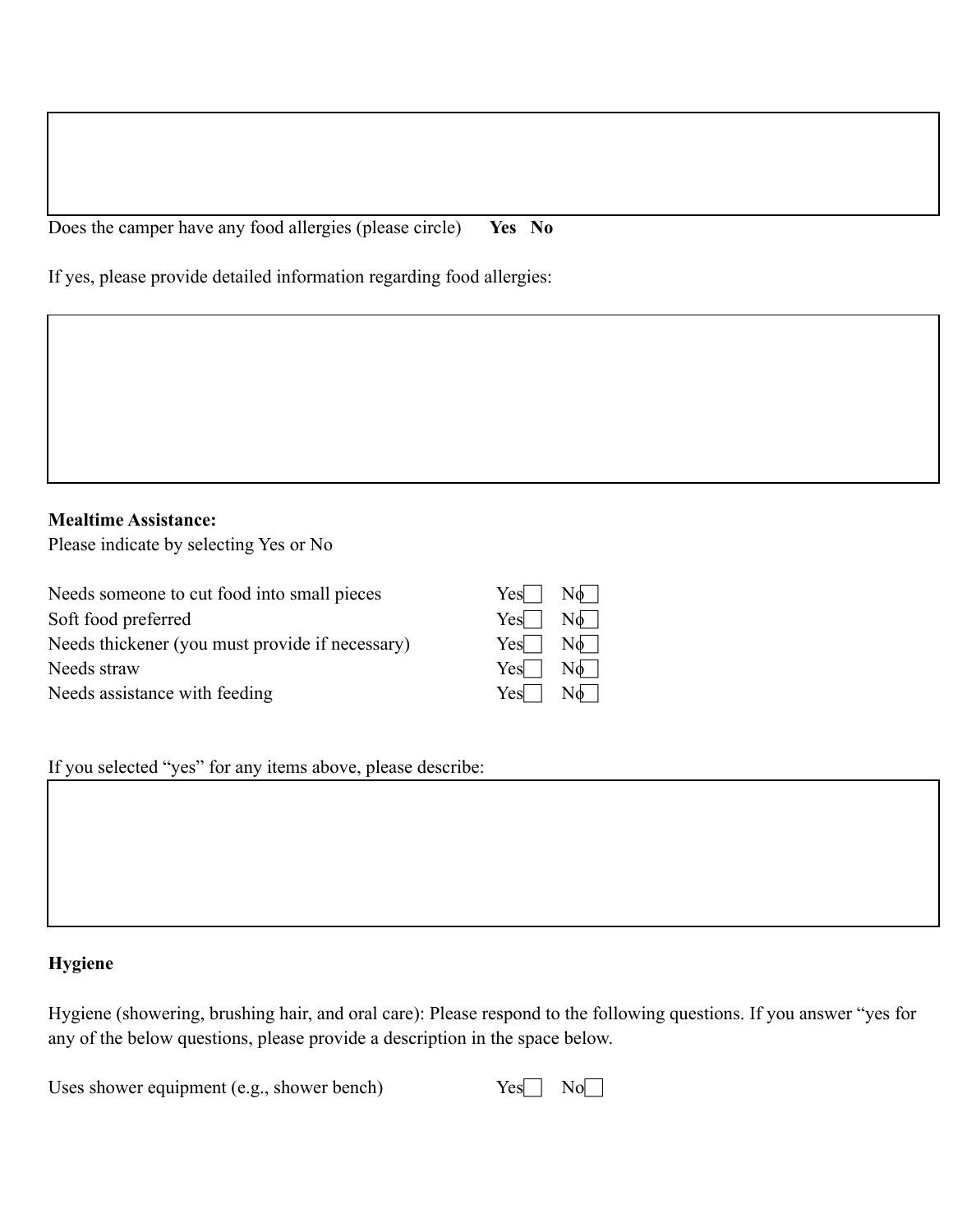Does the camper have any food allergies (please circle) **Yes No**

If yes, please provide detailed information regarding food allergies:

**Mealtime Assistance:**

Please indicate by selecting Yes or No

| | | |
|---|---|---|
| Needs someone to cut food into small pieces | Yes ☐ | No ☐ |
| Soft food preferred | Yes ☐ | No ☐ |
| Needs thickener (you must provide if necessary) | Yes ☐ | No ☐ |
| Needs straw | Yes ☐ | No ☐ |
| Needs assistance with feeding | Yes ☐ | No ☐ |

If you selected "yes" for any items above, please describe:

**Hygiene**

Hygiene (showering, brushing hair, and oral care): Please respond to the following questions. If you answer "yes for any of the below questions, please provide a description in the space below.

Uses shower equipment (e.g., shower bench) Yes ☐ No ☐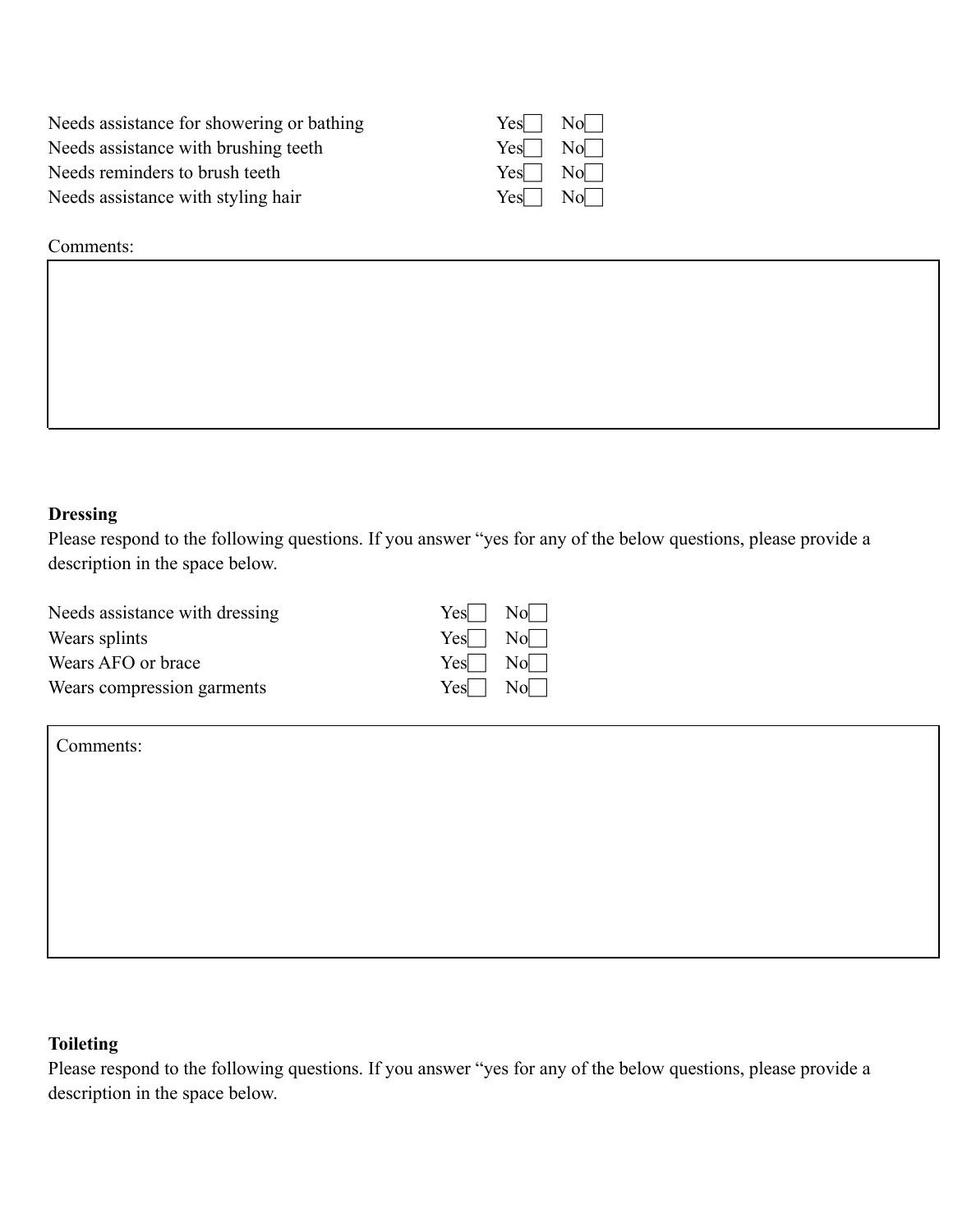Needs assistance for showering or bathing Yes☐ No☐
Needs assistance with brushing teeth Yes☐ No☐
Needs reminders to brush teeth Yes☐ No☐
Needs assistance with styling hair Yes☐ No☐

Comments:

**Dressing**

Please respond to the following questions. If you answer "yes for any of the below questions, please provide a description in the space below.

Needs assistance with dressing Yes☐ No☐
Wears splints Yes☐ No☐
Wears AFO or brace Yes☐ No☐
Wears compression garments Yes☐ No☐

Comments:

**Toileting**

Please respond to the following questions. If you answer "yes for any of the below questions, please provide a description in the space below.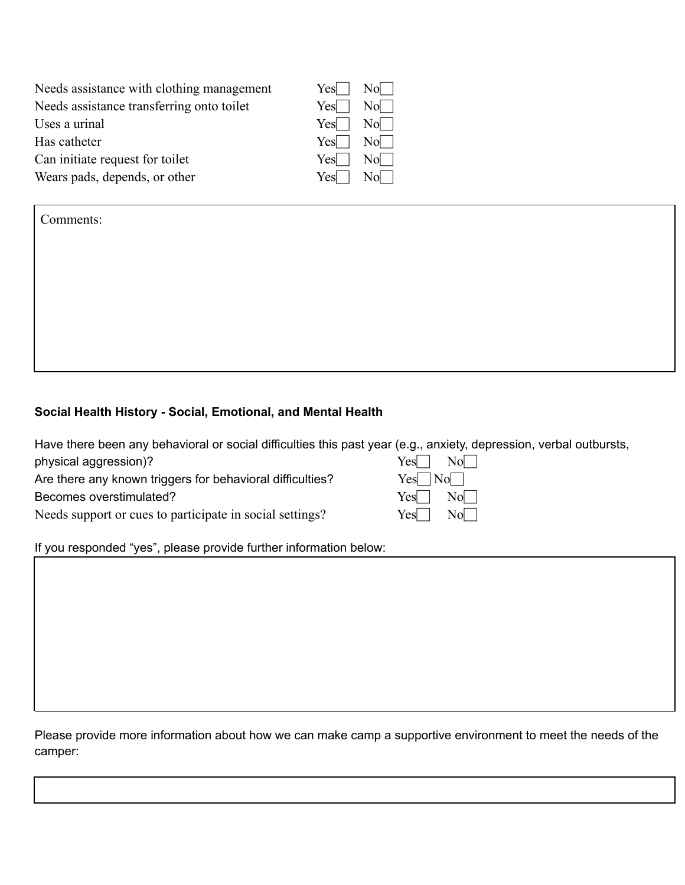Needs assistance with clothing management Yes☐ No☐
Needs assistance transferring onto toilet Yes☐ No☐
Uses a urinal Yes☐ No☐
Has catheter Yes☐ No☐
Can initiate request for toilet Yes☐ No☐
Wears pads, depends, or other Yes☐ No☐

Comments:

**Social Health History - Social, Emotional, and Mental Health**

Have there been any behavioral or social difficulties this past year (e.g., anxiety, depression, verbal outbursts, physical aggression)? Yes☐ No☐
Are there any known triggers for behavioral difficulties? Yes☐ No☐
Becomes overstimulated? Yes☐ No☐
Needs support or cues to participate in social settings? Yes☐ No☐

If you responded "yes", please provide further information below:

Please provide more information about how we can make camp a supportive environment to meet the needs of the camper: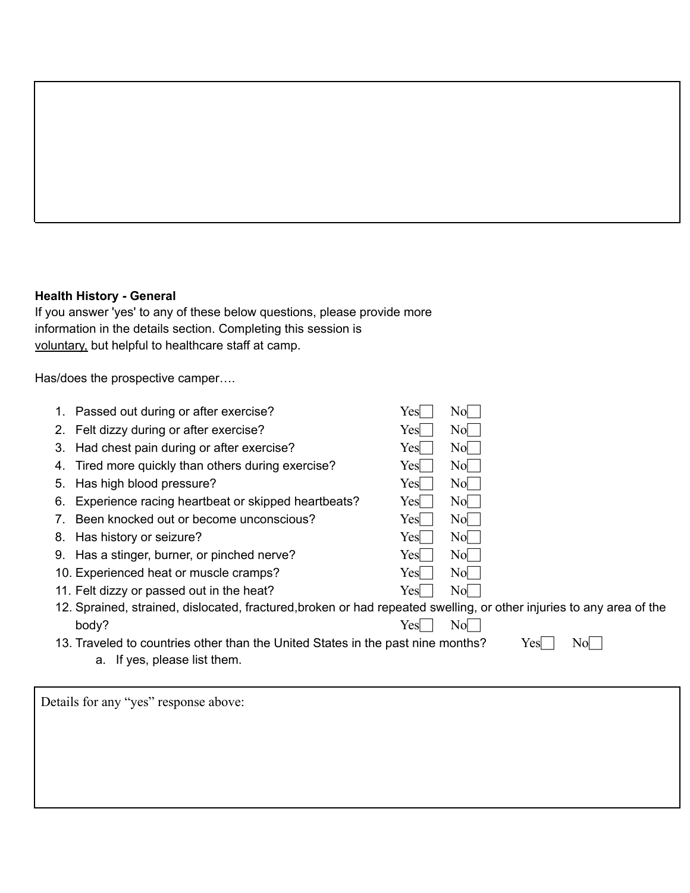**Health History - General**

If you answer 'yes' to any of these below questions, please provide more information in the details section. Completing this session is voluntary, but helpful to healthcare staff at camp.

Has/does the prospective camper….

1. Passed out during or after exercise? Yes☐ No☐
2. Felt dizzy during or after exercise? Yes☐ No☐
3. Had chest pain during or after exercise? Yes☐ No☐
4. Tired more quickly than others during exercise? Yes☐ No☐
5. Has high blood pressure? Yes☐ No☐
6. Experience racing heartbeat or skipped heartbeats? Yes☐ No☐
7. Been knocked out or become unconscious? Yes☐ No☐
8. Has history or seizure? Yes☐ No☐
9. Has a stinger, burner, or pinched nerve? Yes☐ No☐
10. Experienced heat or muscle cramps? Yes☐ No☐
11. Felt dizzy or passed out in the heat? Yes☐ No☐
12. Sprained, strained, dislocated, fractured,broken or had repeated swelling, or other injuries to any area of the body? Yes☐ No☐
13. Traveled to countries other than the United States in the past nine months? Yes☐ No☐
    a. If yes, please list them.

Details for any "yes" response above: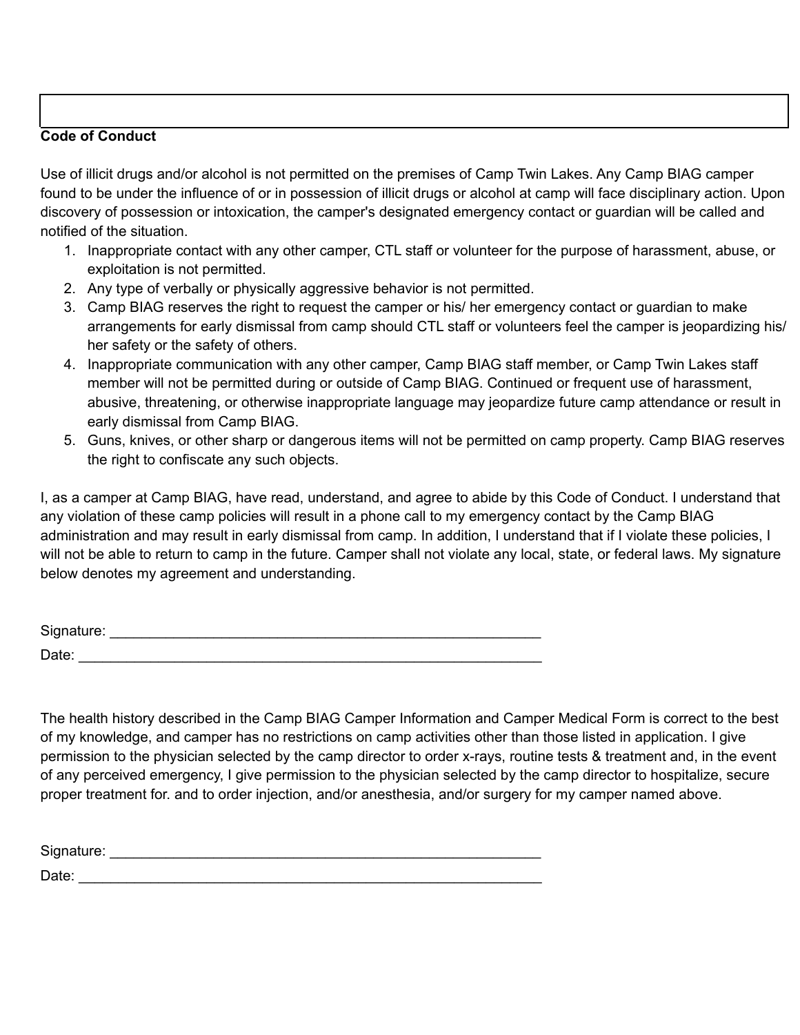**Code of Conduct**

Use of illicit drugs and/or alcohol is not permitted on the premises of Camp Twin Lakes. Any Camp BIAG camper found to be under the influence of or in possession of illicit drugs or alcohol at camp will face disciplinary action. Upon discovery of possession or intoxication, the camper's designated emergency contact or guardian will be called and notified of the situation.

1. Inappropriate contact with any other camper, CTL staff or volunteer for the purpose of harassment, abuse, or exploitation is not permitted.
2. Any type of verbally or physically aggressive behavior is not permitted.
3. Camp BIAG reserves the right to request the camper or his/ her emergency contact or guardian to make arrangements for early dismissal from camp should CTL staff or volunteers feel the camper is jeopardizing his/ her safety or the safety of others.
4. Inappropriate communication with any other camper, Camp BIAG staff member, or Camp Twin Lakes staff member will not be permitted during or outside of Camp BIAG. Continued or frequent use of harassment, abusive, threatening, or otherwise inappropriate language may jeopardize future camp attendance or result in early dismissal from Camp BIAG.
5. Guns, knives, or other sharp or dangerous items will not be permitted on camp property. Camp BIAG reserves the right to confiscate any such objects.

I, as a camper at Camp BIAG, have read, understand, and agree to abide by this Code of Conduct. I understand that any violation of these camp policies will result in a phone call to my emergency contact by the Camp BIAG administration and may result in early dismissal from camp. In addition, I understand that if I violate these policies, I will not be able to return to camp in the future. Camper shall not violate any local, state, or federal laws. My signature below denotes my agreement and understanding.

Signature: _______________________________________________________

Date: __________________________________________________________

The health history described in the Camp BIAG Camper Information and Camper Medical Form is correct to the best of my knowledge, and camper has no restrictions on camp activities other than those listed in application. I give permission to the physician selected by the camp director to order x-rays, routine tests & treatment and, in the event of any perceived emergency, I give permission to the physician selected by the camp director to hospitalize, secure proper treatment for. and to order injection, and/or anesthesia, and/or surgery for my camper named above.

Signature: _______________________________________________________

Date: __________________________________________________________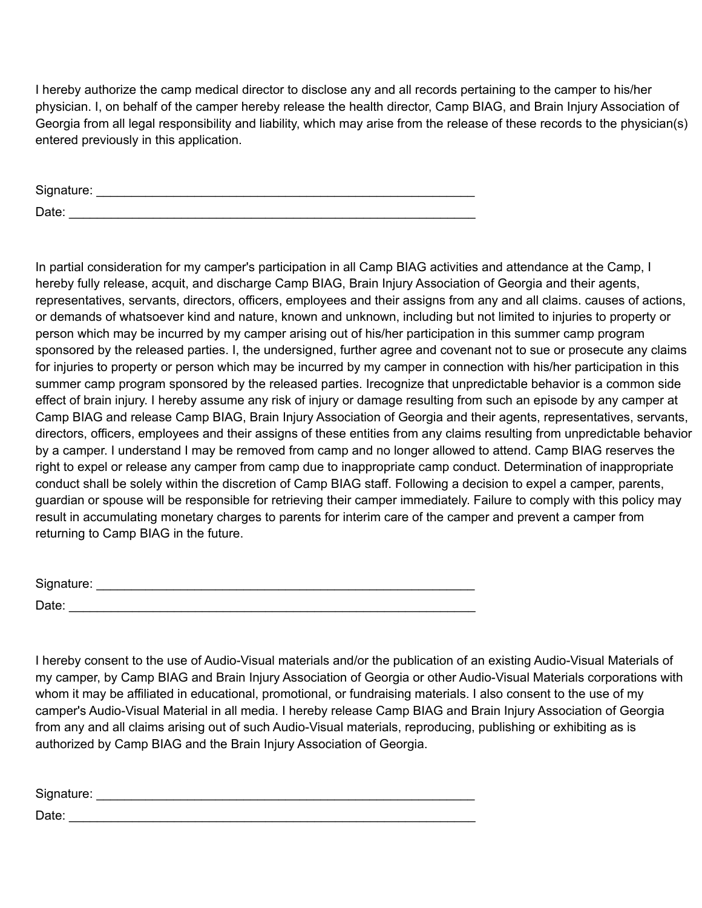I hereby authorize the camp medical director to disclose any and all records pertaining to the camper to his/her physician. I, on behalf of the camper hereby release the health director, Camp BIAG, and Brain Injury Association of Georgia from all legal responsibility and liability, which may arise from the release of these records to the physician(s) entered previously in this application.

Signature: ________________________________________________________

Date: ____________________________________________________________

In partial consideration for my camper's participation in all Camp BIAG activities and attendance at the Camp, I hereby fully release, acquit, and discharge Camp BIAG, Brain Injury Association of Georgia and their agents, representatives, servants, directors, officers, employees and their assigns from any and all claims. causes of actions, or demands of whatsoever kind and nature, known and unknown, including but not limited to injuries to property or person which may be incurred by my camper arising out of his/her participation in this summer camp program sponsored by the released parties. I, the undersigned, further agree and covenant not to sue or prosecute any claims for injuries to property or person which may be incurred by my camper in connection with his/her participation in this summer camp program sponsored by the released parties. Irecognize that unpredictable behavior is a common side effect of brain injury. I hereby assume any risk of injury or damage resulting from such an episode by any camper at Camp BIAG and release Camp BIAG, Brain Injury Association of Georgia and their agents, representatives, servants, directors, officers, employees and their assigns of these entities from any claims resulting from unpredictable behavior by a camper. I understand I may be removed from camp and no longer allowed to attend. Camp BIAG reserves the right to expel or release any camper from camp due to inappropriate camp conduct. Determination of inappropriate conduct shall be solely within the discretion of Camp BIAG staff. Following a decision to expel a camper, parents, guardian or spouse will be responsible for retrieving their camper immediately. Failure to comply with this policy may result in accumulating monetary charges to parents for interim care of the camper and prevent a camper from returning to Camp BIAG in the future.

Signature: ________________________________________________________

Date: ____________________________________________________________

I hereby consent to the use of Audio-Visual materials and/or the publication of an existing Audio-Visual Materials of my camper, by Camp BIAG and Brain Injury Association of Georgia or other Audio-Visual Materials corporations with whom it may be affiliated in educational, promotional, or fundraising materials. I also consent to the use of my camper's Audio-Visual Material in all media. I hereby release Camp BIAG and Brain Injury Association of Georgia from any and all claims arising out of such Audio-Visual materials, reproducing, publishing or exhibiting as is authorized by Camp BIAG and the Brain Injury Association of Georgia.

Signature: ________________________________________________________

Date: ____________________________________________________________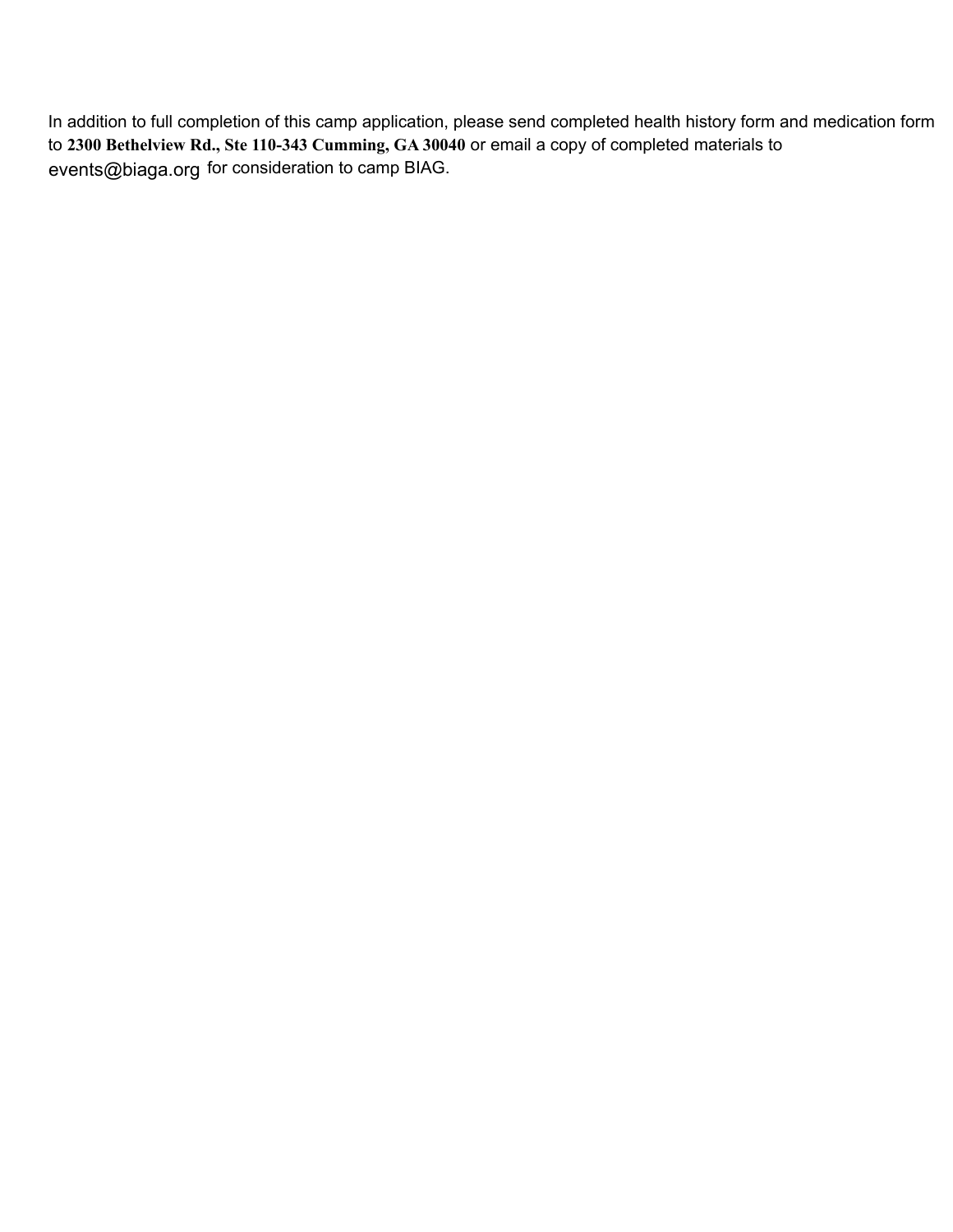In addition to full completion of this camp application, please send completed health history form and medication form to **2300 Bethelview Rd., Ste 110-343 Cumming, GA 30040** or email a copy of completed materials to events@biaga.org for consideration to camp BIAG.